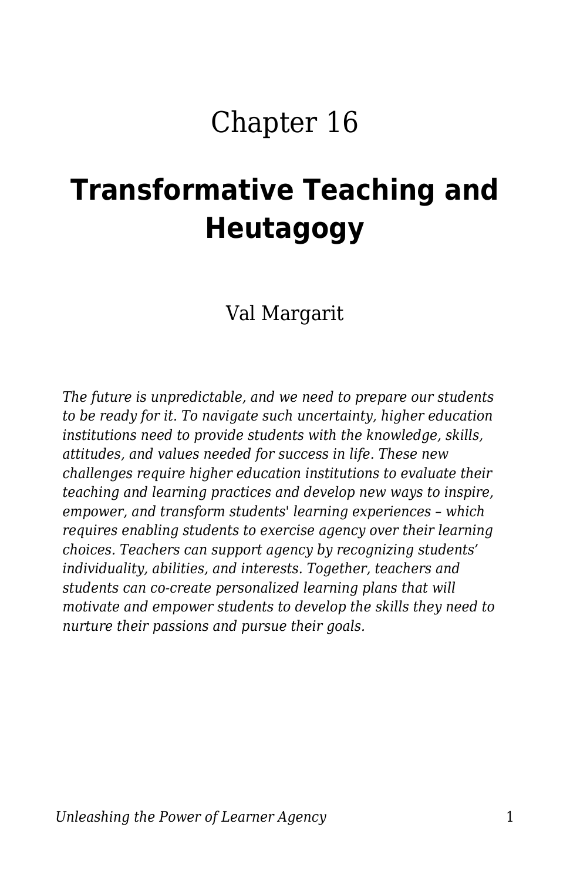# Chapter 16

## Transformative Teaching and Heutagogy

Val Margarit

*The future is unpredictable, and we need to prepare our students to be ready for it. To navigate such uncertainty, higher education institutions need to provide students with the knowledge, skills, attitudes, and values needed for success in life. These new challenges require higher education institutions to evaluate their teaching and learning practices and develop new ways to inspire, empower, and transform students' learning experiences – which requires enabling students to exercise agency over their learning choices. Teachers can support agency by recognizing students' individuality, abilities, and interests. Together, teachers and students can co-create personalized learning plans that will motivate and empower students to develop the skills they need to nurture their passions and pursue their goals.*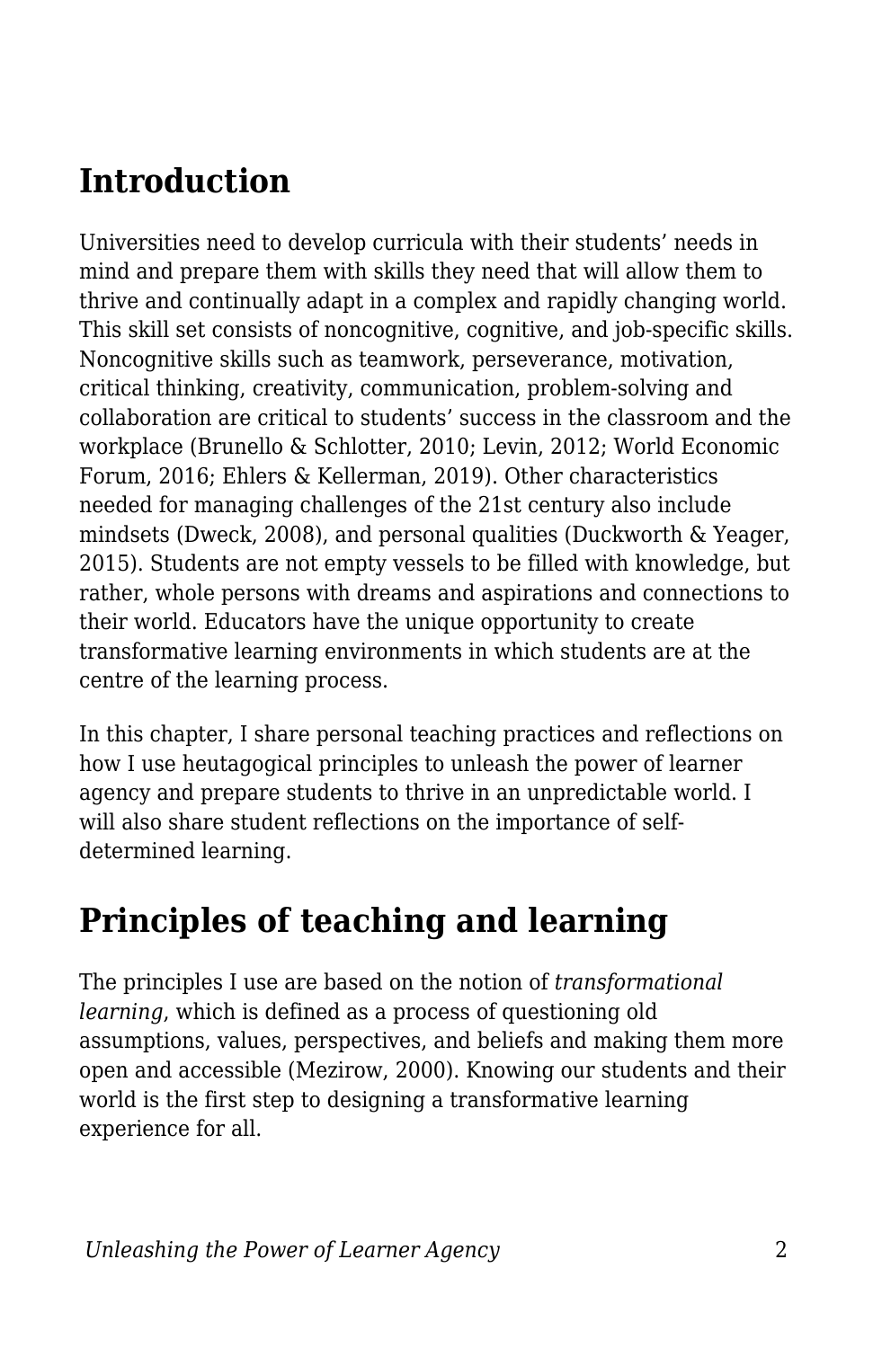## Introduction

Universities need to develop curricula with their students' needs in mind and prepare them with skills they need that will allow them to thrive and continually adapt in a complex and rapidly changing world. This skill set consists of noncognitive, cognitive, and job-specific skills. Noncognitive skills such as teamwork, perseverance, motivation, critical thinking, creativity, communication, problem-solving and collaboration are critical to students' success in the classroom and the workplace (Brunello & Schlotter, 2010; Levin, 2012; World Economic Forum, 2016; Ehlers & Kellerman, 2019). Other characteristics needed for managing challenges of the 21st century also include mindsets (Dweck, 2008), and personal qualities (Duckworth & Yeager, 2015). Students are not empty vessels to be filled with knowledge, but rather, whole persons with dreams and aspirations and connections to their world. Educators have the unique opportunity to create transformative learning environments in which students are at the centre of the learning process.

In this chapter, I share personal teaching practices and reflections on how I use heutagogical principles to unleash the power of learner agency and prepare students to thrive in an unpredictable world. I will also share student reflections on the importance of self-determined learning.

## Principles of teaching and learning

The principles I use are based on the notion of *transformational learning*, which is defined as a process of questioning old assumptions, values, perspectives, and beliefs and making them more open and accessible (Mezirow, 2000). Knowing our students and their world is the first step to designing a transformative learning experience for all.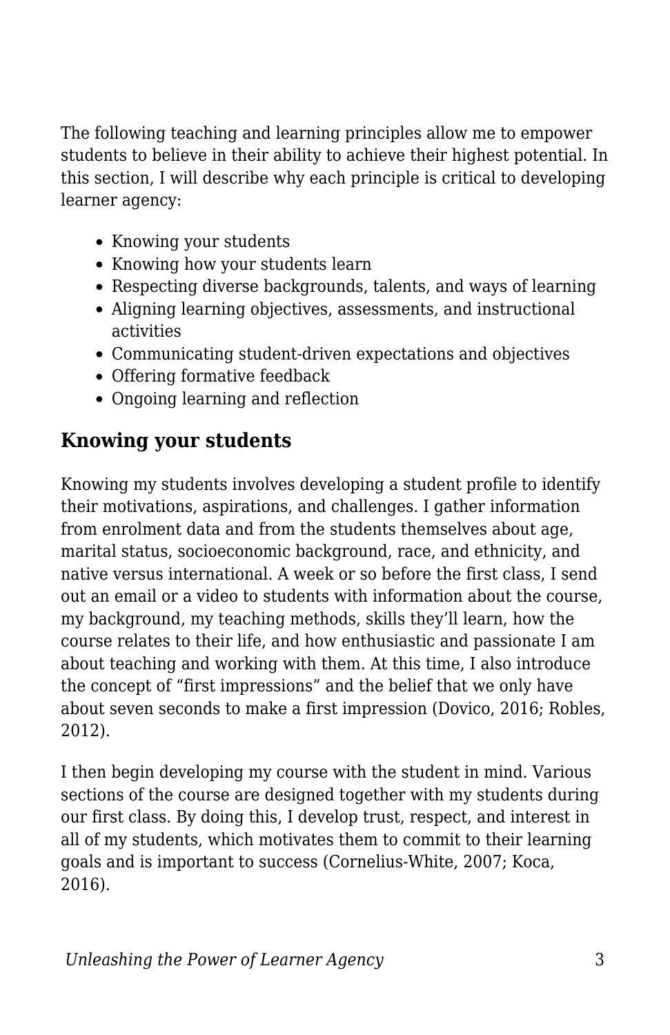The following teaching and learning principles allow me to empower students to believe in their ability to achieve their highest potential. In this section, I will describe why each principle is critical to developing learner agency:

- Knowing your students
- Knowing how your students learn
- Respecting diverse backgrounds, talents, and ways of learning
- Aligning learning objectives, assessments, and instructional activities
- Communicating student-driven expectations and objectives
- Offering formative feedback
- Ongoing learning and reflection

## Knowing your students

Knowing my students involves developing a student profile to identify their motivations, aspirations, and challenges. I gather information from enrolment data and from the students themselves about age, marital status, socioeconomic background, race, and ethnicity, and native versus international. A week or so before the first class, I send out an email or a video to students with information about the course, my background, my teaching methods, skills they'll learn, how the course relates to their life, and how enthusiastic and passionate I am about teaching and working with them. At this time, I also introduce the concept of "first impressions" and the belief that we only have about seven seconds to make a first impression (Dovico, 2016; Robles, 2012).

I then begin developing my course with the student in mind. Various sections of the course are designed together with my students during our first class. By doing this, I develop trust, respect, and interest in all of my students, which motivates them to commit to their learning goals and is important to success (Cornelius-White, 2007; Koca, 2016).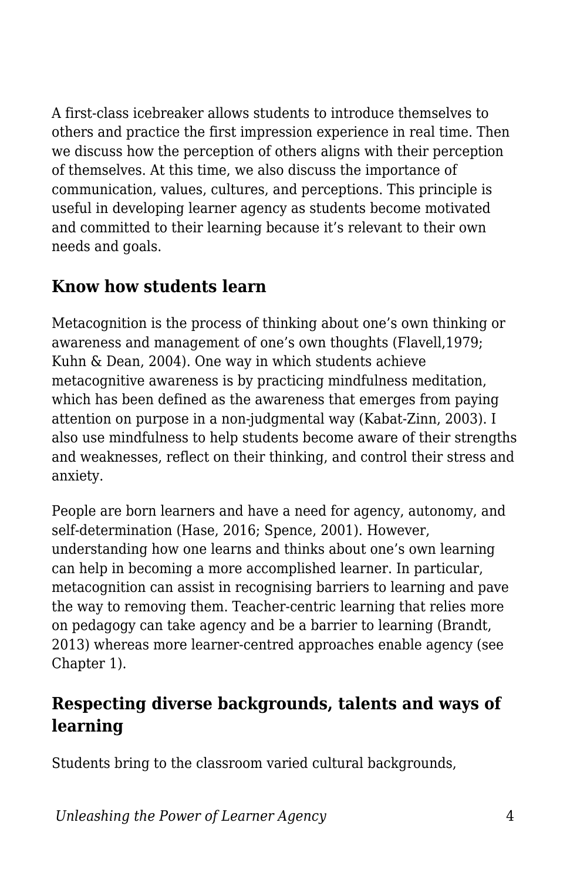A first-class icebreaker allows students to introduce themselves to others and practice the first impression experience in real time. Then we discuss how the perception of others aligns with their perception of themselves. At this time, we also discuss the importance of communication, values, cultures, and perceptions. This principle is useful in developing learner agency as students become motivated and committed to their learning because it's relevant to their own needs and goals.

## Know how students learn

Metacognition is the process of thinking about one's own thinking or awareness and management of one's own thoughts (Flavell,1979; Kuhn & Dean, 2004). One way in which students achieve metacognitive awareness is by practicing mindfulness meditation, which has been defined as the awareness that emerges from paying attention on purpose in a non-judgmental way (Kabat-Zinn, 2003). I also use mindfulness to help students become aware of their strengths and weaknesses, reflect on their thinking, and control their stress and anxiety.

People are born learners and have a need for agency, autonomy, and self-determination (Hase, 2016; Spence, 2001). However, understanding how one learns and thinks about one's own learning can help in becoming a more accomplished learner. In particular, metacognition can assist in recognising barriers to learning and pave the way to removing them. Teacher-centric learning that relies more on pedagogy can take agency and be a barrier to learning (Brandt, 2013) whereas more learner-centred approaches enable agency (see Chapter 1).

## Respecting diverse backgrounds, talents and ways of learning

Students bring to the classroom varied cultural backgrounds,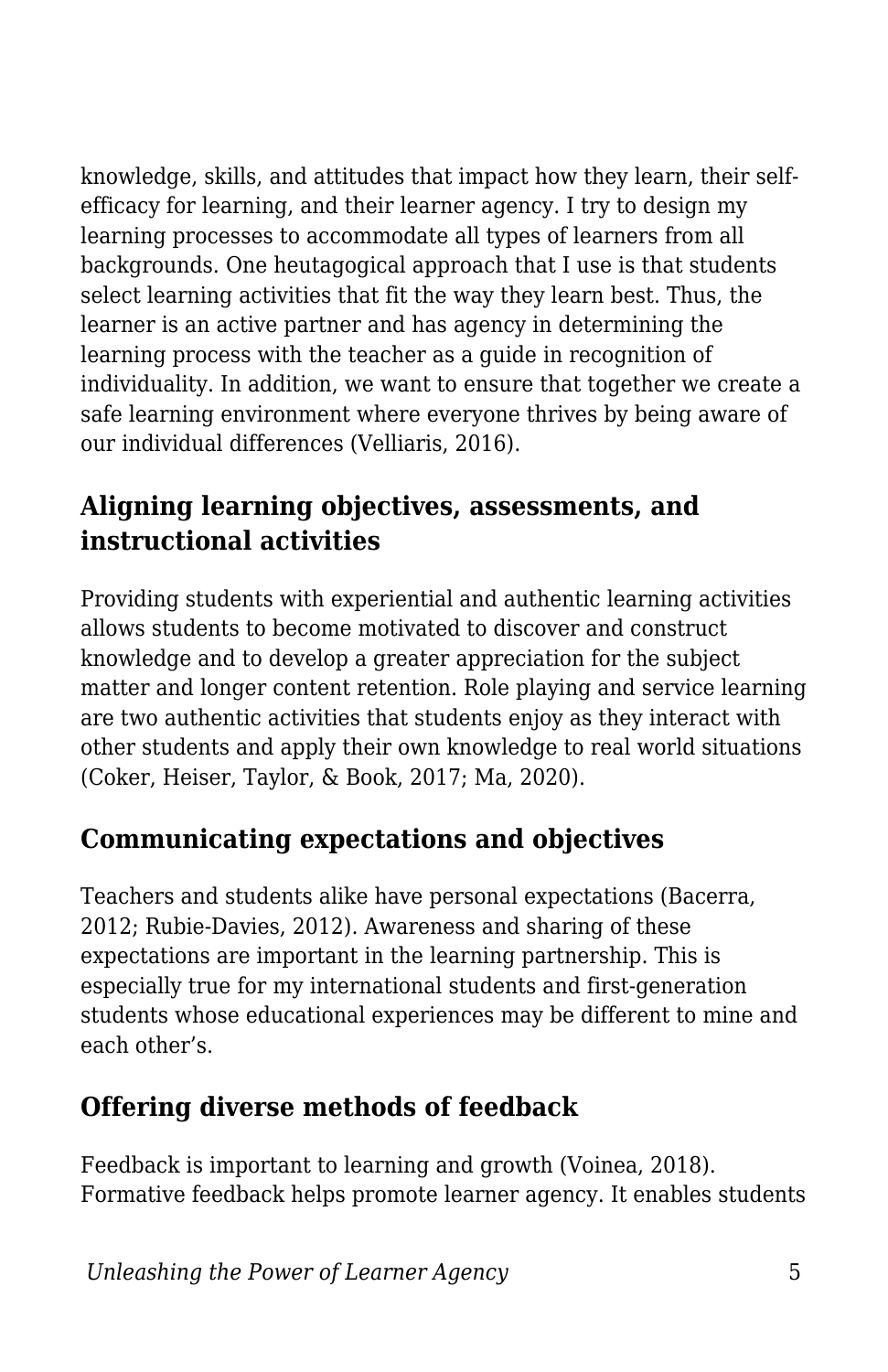knowledge, skills, and attitudes that impact how they learn, their self-efficacy for learning, and their learner agency. I try to design my learning processes to accommodate all types of learners from all backgrounds. One heutagogical approach that I use is that students select learning activities that fit the way they learn best. Thus, the learner is an active partner and has agency in determining the learning process with the teacher as a guide in recognition of individuality. In addition, we want to ensure that together we create a safe learning environment where everyone thrives by being aware of our individual differences (Velliaris, 2016).

## Aligning learning objectives, assessments, and instructional activities

Providing students with experiential and authentic learning activities allows students to become motivated to discover and construct knowledge and to develop a greater appreciation for the subject matter and longer content retention. Role playing and service learning are two authentic activities that students enjoy as they interact with other students and apply their own knowledge to real world situations (Coker, Heiser, Taylor, & Book, 2017; Ma, 2020).

## Communicating expectations and objectives

Teachers and students alike have personal expectations (Bacerra, 2012; Rubie-Davies, 2012). Awareness and sharing of these expectations are important in the learning partnership. This is especially true for my international students and first-generation students whose educational experiences may be different to mine and each other's.

## Offering diverse methods of feedback

Feedback is important to learning and growth (Voinea, 2018). Formative feedback helps promote learner agency. It enables students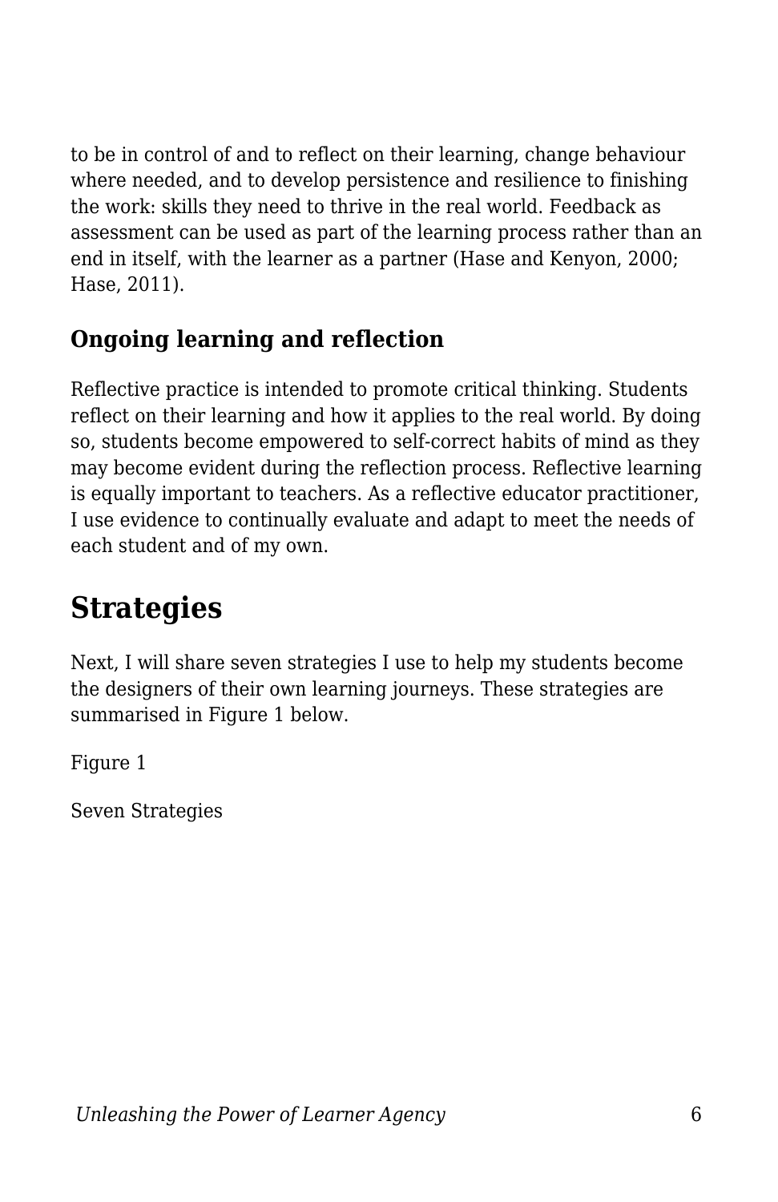to be in control of and to reflect on their learning, change behaviour where needed, and to develop persistence and resilience to finishing the work: skills they need to thrive in the real world. Feedback as assessment can be used as part of the learning process rather than an end in itself, with the learner as a partner (Hase and Kenyon, 2000; Hase, 2011).

### Ongoing learning and reflection

Reflective practice is intended to promote critical thinking. Students reflect on their learning and how it applies to the real world. By doing so, students become empowered to self-correct habits of mind as they may become evident during the reflection process. Reflective learning is equally important to teachers. As a reflective educator practitioner, I use evidence to continually evaluate and adapt to meet the needs of each student and of my own.

## Strategies

Next, I will share seven strategies I use to help my students become the designers of their own learning journeys. These strategies are summarised in Figure 1 below.

Figure 1

Seven Strategies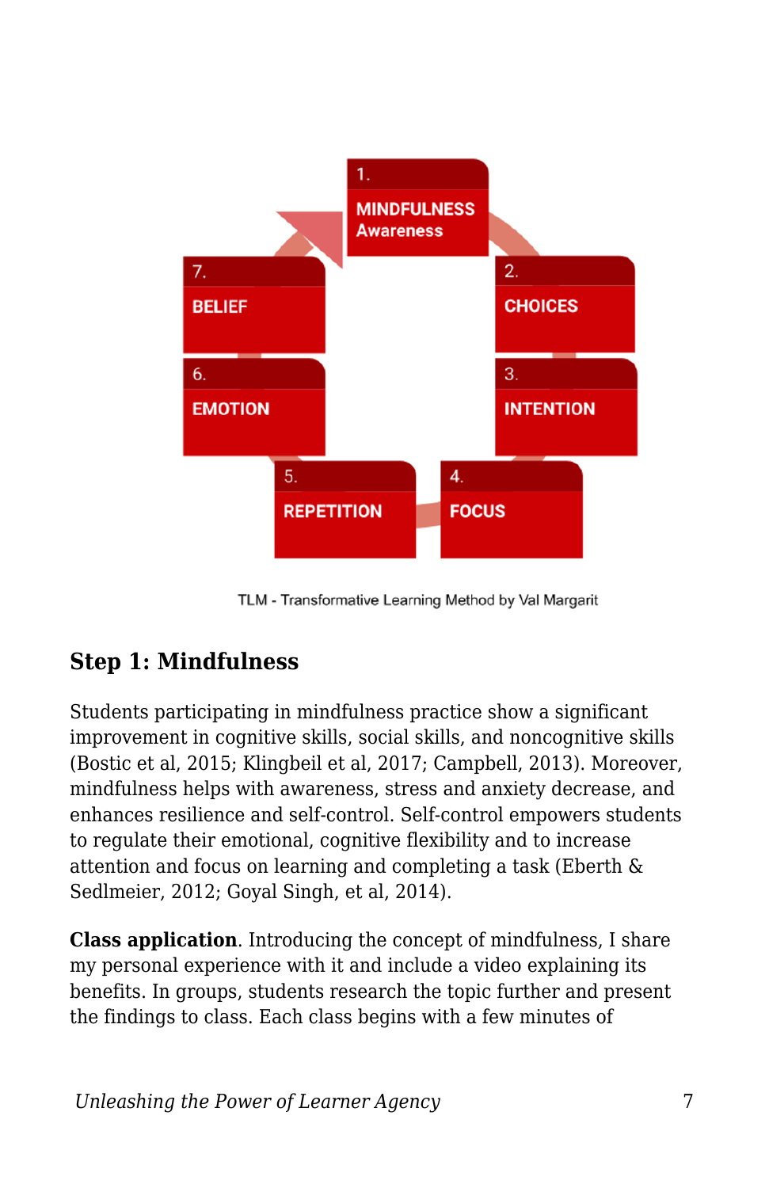1. MINDFULNESS Awareness
2. CHOICES
3. INTENTION
4. FOCUS
5. REPETITION
6. EMOTION
7. BELIEF

TLM - Transformative Learning Method by Val Margarit

## Step 1: Mindfulness

Students participating in mindfulness practice show a significant improvement in cognitive skills, social skills, and noncognitive skills (Bostic et al, 2015; Klingbeil et al, 2017; Campbell, 2013). Moreover, mindfulness helps with awareness, stress and anxiety decrease, and enhances resilience and self-control. Self-control empowers students to regulate their emotional, cognitive flexibility and to increase attention and focus on learning and completing a task (Eberth & Sedlmeier, 2012; Goyal Singh, et al, 2014).

**Class application**. Introducing the concept of mindfulness, I share my personal experience with it and include a video explaining its benefits. In groups, students research the topic further and present the findings to class. Each class begins with a few minutes of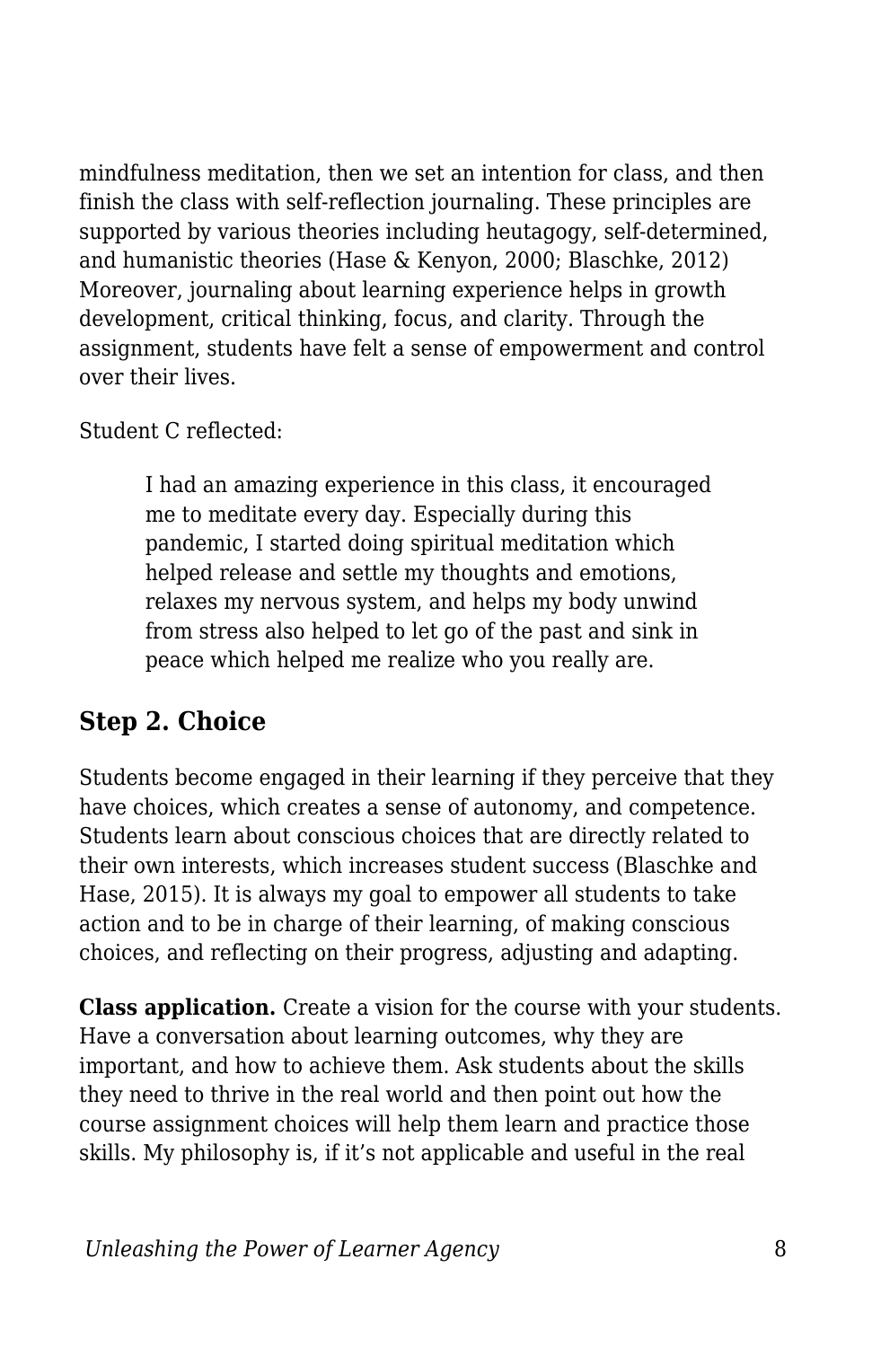mindfulness meditation, then we set an intention for class, and then finish the class with self-reflection journaling. These principles are supported by various theories including heutagogy, self-determined, and humanistic theories (Hase & Kenyon, 2000; Blaschke, 2012) Moreover, journaling about learning experience helps in growth development, critical thinking, focus, and clarity. Through the assignment, students have felt a sense of empowerment and control over their lives.

Student C reflected:

> I had an amazing experience in this class, it encouraged me to meditate every day. Especially during this pandemic, I started doing spiritual meditation which helped release and settle my thoughts and emotions, relaxes my nervous system, and helps my body unwind from stress also helped to let go of the past and sink in peace which helped me realize who you really are.

## Step 2. Choice

Students become engaged in their learning if they perceive that they have choices, which creates a sense of autonomy, and competence. Students learn about conscious choices that are directly related to their own interests, which increases student success (Blaschke and Hase, 2015). It is always my goal to empower all students to take action and to be in charge of their learning, of making conscious choices, and reflecting on their progress, adjusting and adapting.

**Class application.** Create a vision for the course with your students. Have a conversation about learning outcomes, why they are important, and how to achieve them. Ask students about the skills they need to thrive in the real world and then point out how the course assignment choices will help them learn and practice those skills. My philosophy is, if it's not applicable and useful in the real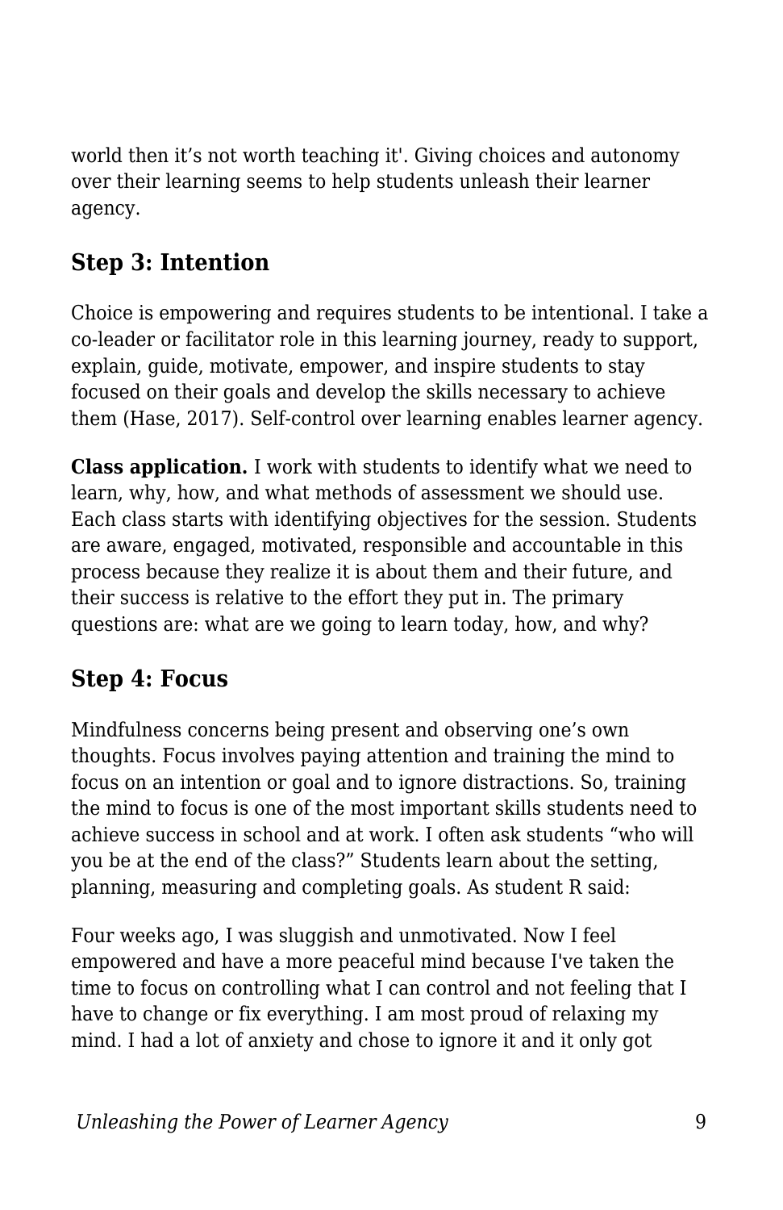world then it's not worth teaching it'. Giving choices and autonomy over their learning seems to help students unleash their learner agency.

## Step 3: Intention

Choice is empowering and requires students to be intentional. I take a co-leader or facilitator role in this learning journey, ready to support, explain, guide, motivate, empower, and inspire students to stay focused on their goals and develop the skills necessary to achieve them (Hase, 2017). Self-control over learning enables learner agency.

**Class application.** I work with students to identify what we need to learn, why, how, and what methods of assessment we should use. Each class starts with identifying objectives for the session. Students are aware, engaged, motivated, responsible and accountable in this process because they realize it is about them and their future, and their success is relative to the effort they put in. The primary questions are: what are we going to learn today, how, and why?

## Step 4: Focus

Mindfulness concerns being present and observing one's own thoughts. Focus involves paying attention and training the mind to focus on an intention or goal and to ignore distractions. So, training the mind to focus is one of the most important skills students need to achieve success in school and at work. I often ask students "who will you be at the end of the class?" Students learn about the setting, planning, measuring and completing goals. As student R said:

Four weeks ago, I was sluggish and unmotivated. Now I feel empowered and have a more peaceful mind because I've taken the time to focus on controlling what I can control and not feeling that I have to change or fix everything. I am most proud of relaxing my mind. I had a lot of anxiety and chose to ignore it and it only got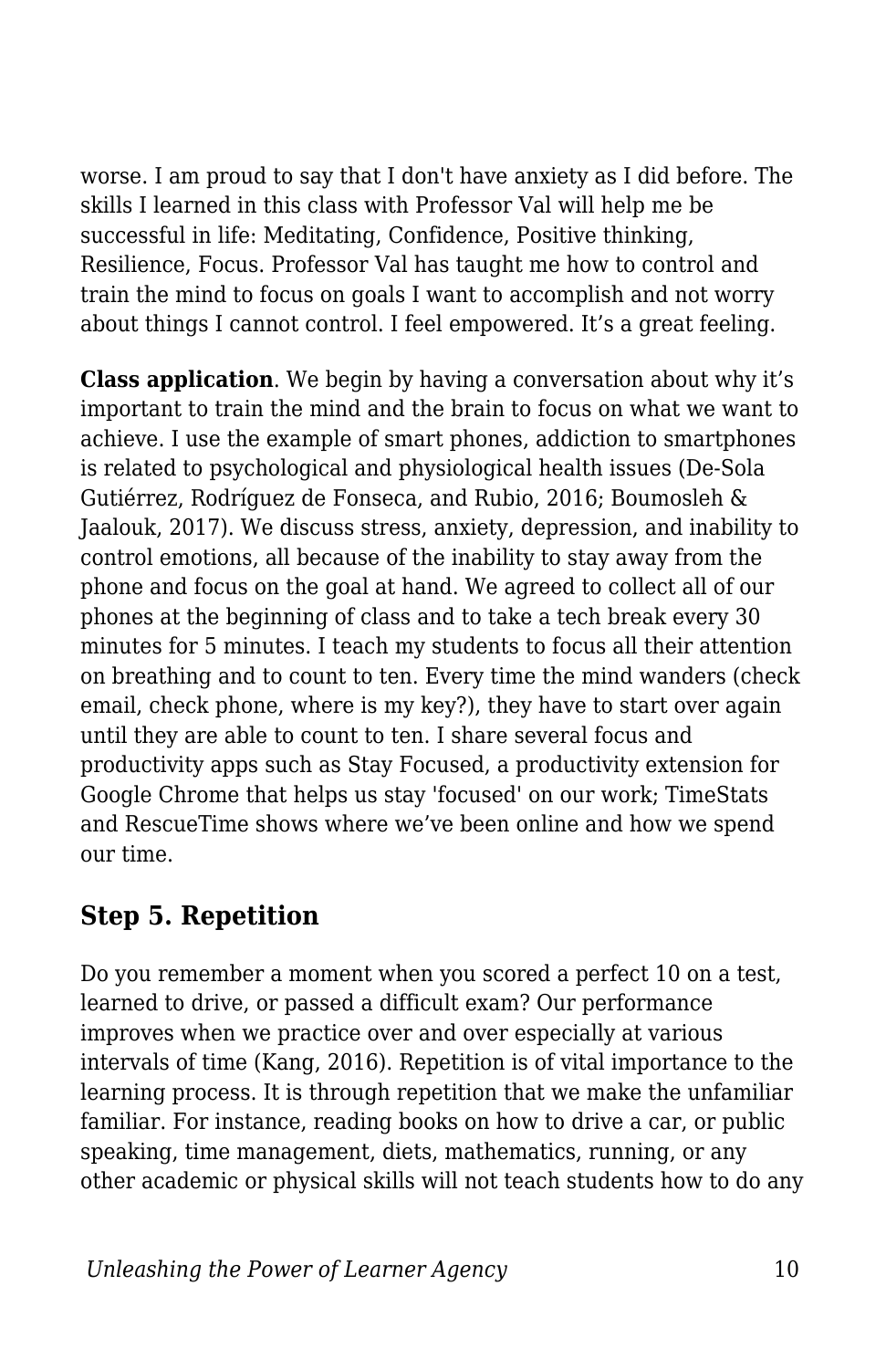worse. I am proud to say that I don't have anxiety as I did before. The skills I learned in this class with Professor Val will help me be successful in life: Meditating, Confidence, Positive thinking, Resilience, Focus. Professor Val has taught me how to control and train the mind to focus on goals I want to accomplish and not worry about things I cannot control. I feel empowered. It’s a great feeling.

**Class application**. We begin by having a conversation about why it’s important to train the mind and the brain to focus on what we want to achieve. I use the example of smart phones, addiction to smartphones is related to psychological and physiological health issues (De-Sola Gutiérrez, Rodríguez de Fonseca, and Rubio, 2016; Boumosleh & Jaalouk, 2017). We discuss stress, anxiety, depression, and inability to control emotions, all because of the inability to stay away from the phone and focus on the goal at hand. We agreed to collect all of our phones at the beginning of class and to take a tech break every 30 minutes for 5 minutes. I teach my students to focus all their attention on breathing and to count to ten. Every time the mind wanders (check email, check phone, where is my key?), they have to start over again until they are able to count to ten. I share several focus and productivity apps such as Stay Focused, a productivity extension for Google Chrome that helps us stay 'focused' on our work; TimeStats and RescueTime shows where we’ve been online and how we spend our time.

## Step 5. Repetition

Do you remember a moment when you scored a perfect 10 on a test, learned to drive, or passed a difficult exam? Our performance improves when we practice over and over especially at various intervals of time (Kang, 2016). Repetition is of vital importance to the learning process. It is through repetition that we make the unfamiliar familiar. For instance, reading books on how to drive a car, or public speaking, time management, diets, mathematics, running, or any other academic or physical skills will not teach students how to do any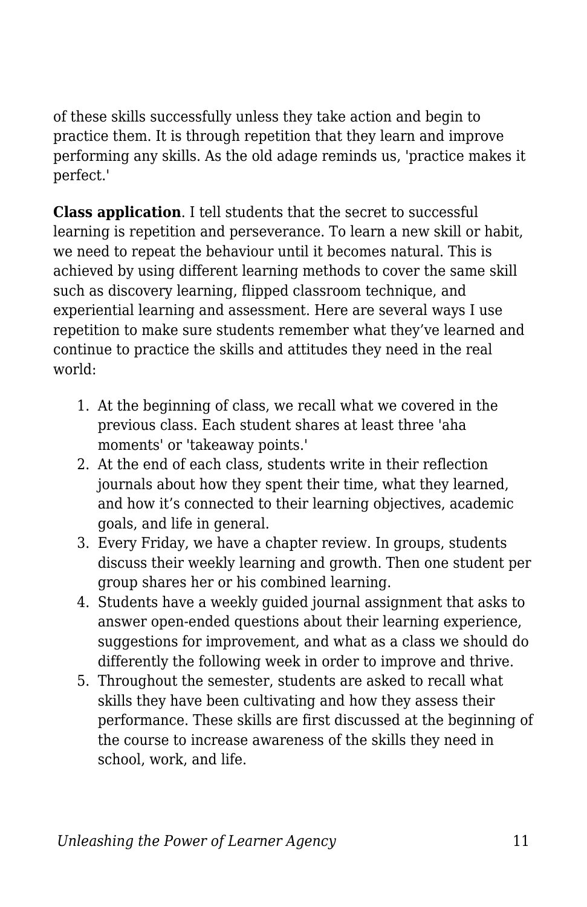of these skills successfully unless they take action and begin to practice them. It is through repetition that they learn and improve performing any skills. As the old adage reminds us, 'practice makes it perfect.'

**Class application**. I tell students that the secret to successful learning is repetition and perseverance. To learn a new skill or habit, we need to repeat the behaviour until it becomes natural. This is achieved by using different learning methods to cover the same skill such as discovery learning, flipped classroom technique, and experiential learning and assessment. Here are several ways I use repetition to make sure students remember what they've learned and continue to practice the skills and attitudes they need in the real world:

1. At the beginning of class, we recall what we covered in the previous class. Each student shares at least three 'aha moments' or 'takeaway points.'
2. At the end of each class, students write in their reflection journals about how they spent their time, what they learned, and how it's connected to their learning objectives, academic goals, and life in general.
3. Every Friday, we have a chapter review. In groups, students discuss their weekly learning and growth. Then one student per group shares her or his combined learning.
4. Students have a weekly guided journal assignment that asks to answer open-ended questions about their learning experience, suggestions for improvement, and what as a class we should do differently the following week in order to improve and thrive.
5. Throughout the semester, students are asked to recall what skills they have been cultivating and how they assess their performance. These skills are first discussed at the beginning of the course to increase awareness of the skills they need in school, work, and life.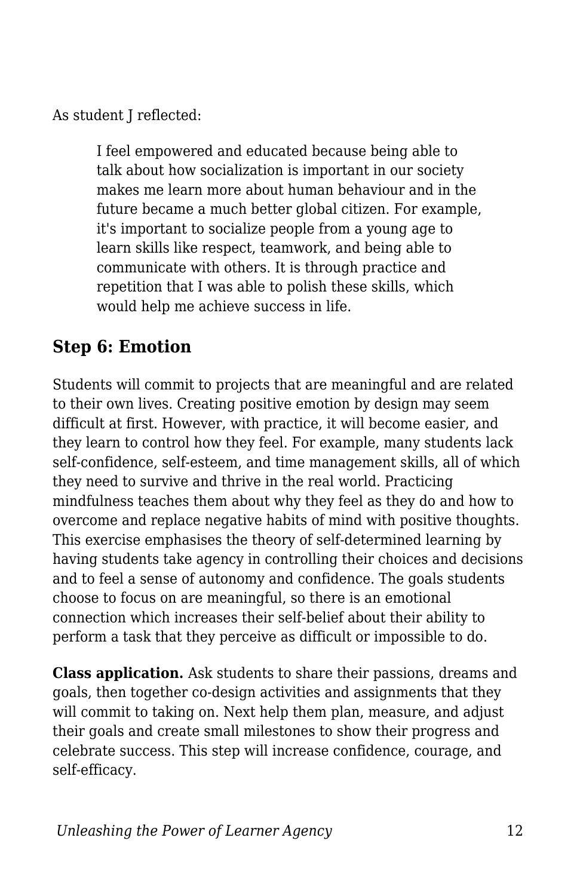As student J reflected:

> I feel empowered and educated because being able to talk about how socialization is important in our society makes me learn more about human behaviour and in the future became a much better global citizen. For example, it's important to socialize people from a young age to learn skills like respect, teamwork, and being able to communicate with others. It is through practice and repetition that I was able to polish these skills, which would help me achieve success in life.

## Step 6: Emotion

Students will commit to projects that are meaningful and are related to their own lives. Creating positive emotion by design may seem difficult at first. However, with practice, it will become easier, and they learn to control how they feel. For example, many students lack self-confidence, self-esteem, and time management skills, all of which they need to survive and thrive in the real world. Practicing mindfulness teaches them about why they feel as they do and how to overcome and replace negative habits of mind with positive thoughts. This exercise emphasises the theory of self-determined learning by having students take agency in controlling their choices and decisions and to feel a sense of autonomy and confidence. The goals students choose to focus on are meaningful, so there is an emotional connection which increases their self-belief about their ability to perform a task that they perceive as difficult or impossible to do.

**Class application.** Ask students to share their passions, dreams and goals, then together co-design activities and assignments that they will commit to taking on. Next help them plan, measure, and adjust their goals and create small milestones to show their progress and celebrate success. This step will increase confidence, courage, and self-efficacy.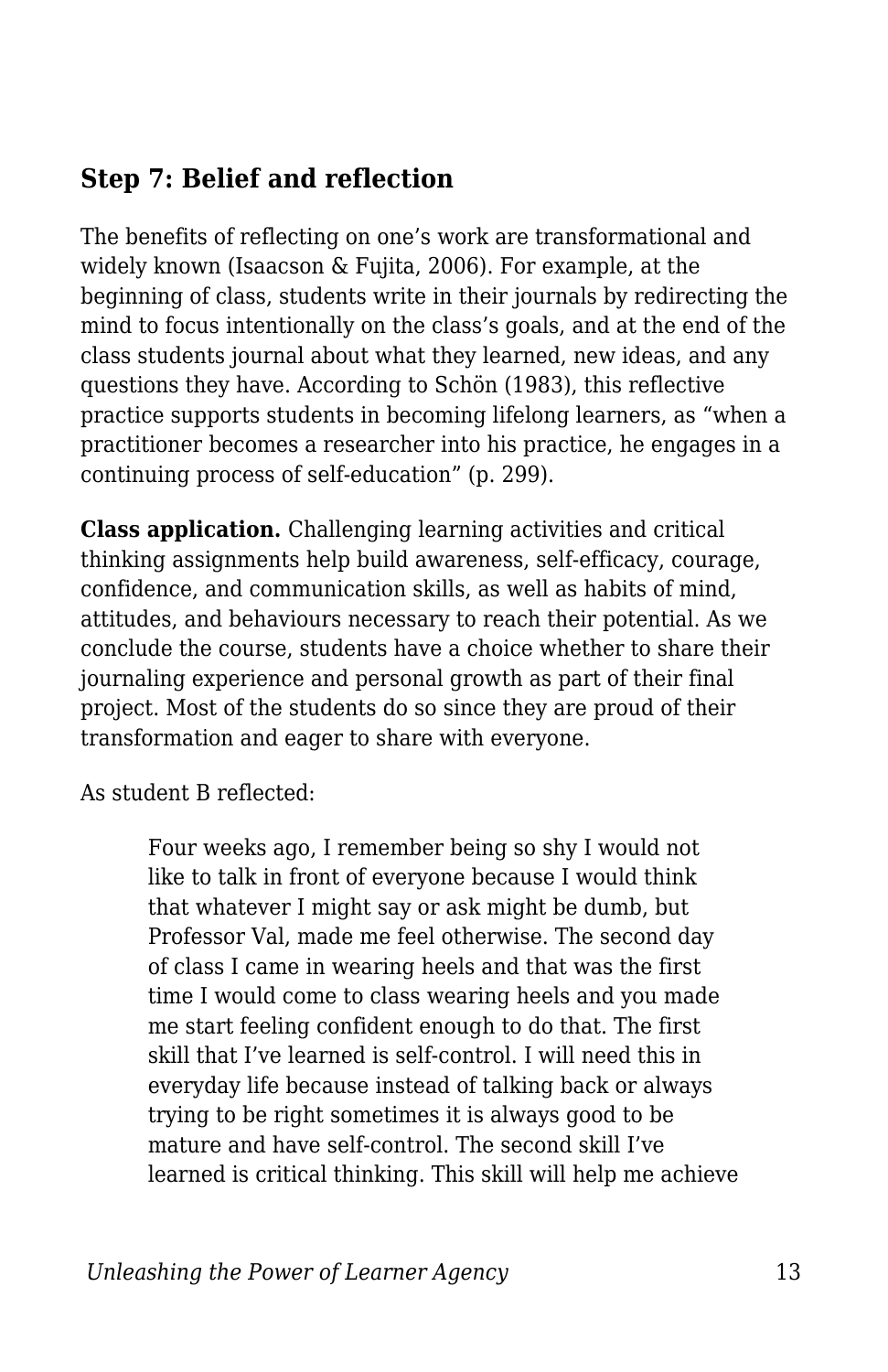### Step 7: Belief and reflection

The benefits of reflecting on one's work are transformational and widely known (Isaacson & Fujita, 2006). For example, at the beginning of class, students write in their journals by redirecting the mind to focus intentionally on the class's goals, and at the end of the class students journal about what they learned, new ideas, and any questions they have. According to Schön (1983), this reflective practice supports students in becoming lifelong learners, as "when a practitioner becomes a researcher into his practice, he engages in a continuing process of self-education" (p. 299).

**Class application.** Challenging learning activities and critical thinking assignments help build awareness, self-efficacy, courage, confidence, and communication skills, as well as habits of mind, attitudes, and behaviours necessary to reach their potential. As we conclude the course, students have a choice whether to share their journaling experience and personal growth as part of their final project. Most of the students do so since they are proud of their transformation and eager to share with everyone.

As student B reflected:

> Four weeks ago, I remember being so shy I would not like to talk in front of everyone because I would think that whatever I might say or ask might be dumb, but Professor Val, made me feel otherwise. The second day of class I came in wearing heels and that was the first time I would come to class wearing heels and you made me start feeling confident enough to do that. The first skill that I've learned is self-control. I will need this in everyday life because instead of talking back or always trying to be right sometimes it is always good to be mature and have self-control. The second skill I've learned is critical thinking. This skill will help me achieve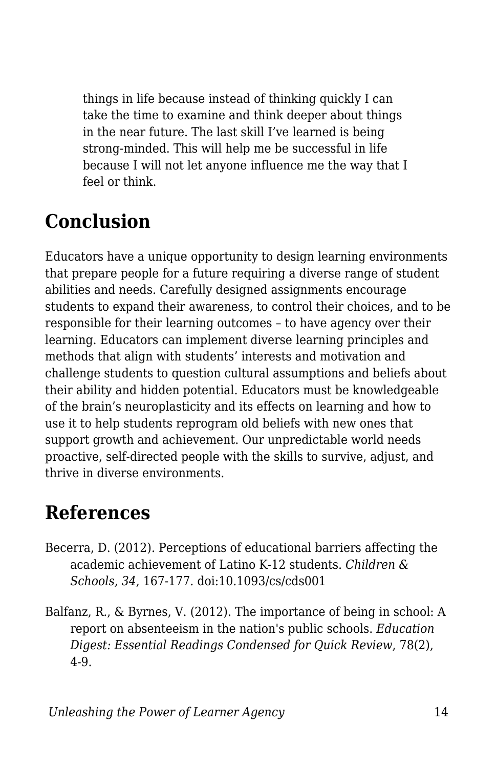> things in life because instead of thinking quickly I can take the time to examine and think deeper about things in the near future. The last skill I've learned is being strong-minded. This will help me be successful in life because I will not let anyone influence me the way that I feel or think.

## Conclusion

Educators have a unique opportunity to design learning environments that prepare people for a future requiring a diverse range of student abilities and needs. Carefully designed assignments encourage students to expand their awareness, to control their choices, and to be responsible for their learning outcomes – to have agency over their learning. Educators can implement diverse learning principles and methods that align with students' interests and motivation and challenge students to question cultural assumptions and beliefs about their ability and hidden potential. Educators must be knowledgeable of the brain's neuroplasticity and its effects on learning and how to use it to help students reprogram old beliefs with new ones that support growth and achievement. Our unpredictable world needs proactive, self-directed people with the skills to survive, adjust, and thrive in diverse environments.

## References

Becerra, D. (2012). Perceptions of educational barriers affecting the academic achievement of Latino K-12 students. *Children & Schools, 34*, 167-177. doi:10.1093/cs/cds001

Balfanz, R., & Byrnes, V. (2012). The importance of being in school: A report on absenteeism in the nation's public schools. *Education Digest: Essential Readings Condensed for Quick Review*, 78(2), 4-9.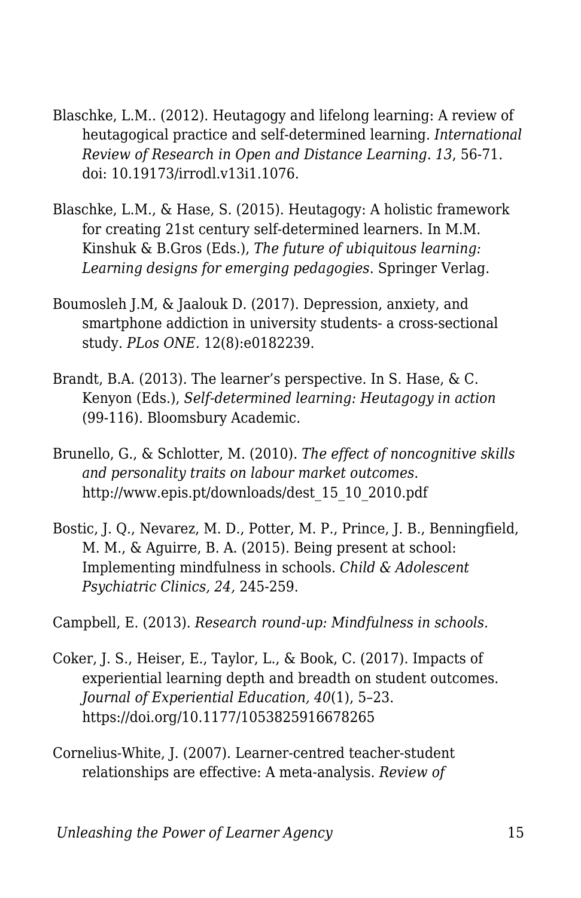Blaschke, L.M.. (2012). Heutagogy and lifelong learning: A review of heutagogical practice and self-determined learning. *International Review of Research in Open and Distance Learning*. *13*, 56-71. doi: 10.19173/irrodl.v13i1.1076.

Blaschke, L.M., & Hase, S. (2015). Heutagogy: A holistic framework for creating 21st century self-determined learners. In M.M. Kinshuk & B.Gros (Eds.), *The future of ubiquitous learning: Learning designs for emerging pedagogies*. Springer Verlag.

Boumosleh J.M, & Jaalouk D. (2017). Depression, anxiety, and smartphone addiction in university students- a cross-sectional study. *PLos ONE*. 12(8):e0182239.

Brandt, B.A. (2013). The learner's perspective. In S. Hase, & C. Kenyon (Eds.), *Self-determined learning: Heutagogy in action* (99-116). Bloomsbury Academic.

Brunello, G., & Schlotter, M. (2010). *The effect of noncognitive skills and personality traits on labour market outcomes*. http://www.epis.pt/downloads/dest_15_10_2010.pdf

Bostic, J. Q., Nevarez, M. D., Potter, M. P., Prince, J. B., Benningfield, M. M., & Aguirre, B. A. (2015). Being present at school: Implementing mindfulness in schools. *Child & Adolescent Psychiatric Clinics, 24*, 245-259.

Campbell, E. (2013). *Research round-up: Mindfulness in schools.*

Coker, J. S., Heiser, E., Taylor, L., & Book, C. (2017). Impacts of experiential learning depth and breadth on student outcomes. *Journal of Experiential Education, 40*(1), 5–23. https://doi.org/10.1177/1053825916678265

Cornelius-White, J. (2007). Learner-centred teacher-student relationships are effective: A meta-analysis. *Review of*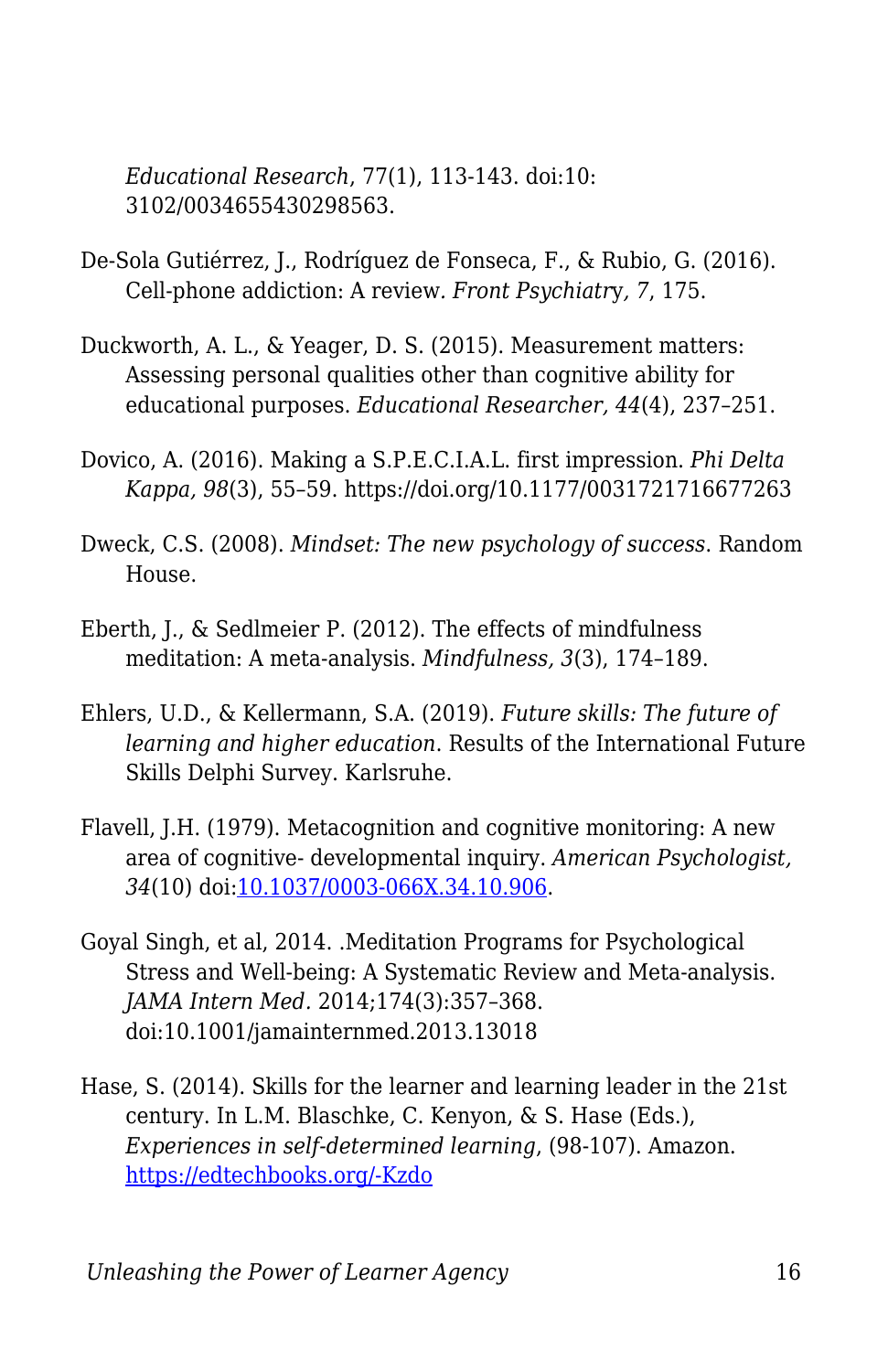*Educational Research*, 77(1), 113-143. doi:10: 3102/0034655430298563.

De-Sola Gutiérrez, J., Rodríguez de Fonseca, F., & Rubio, G. (2016). Cell-phone addiction: A review*. Front Psychiatry, 7*, 175.

Duckworth, A. L., & Yeager, D. S. (2015). Measurement matters: Assessing personal qualities other than cognitive ability for educational purposes. *Educational Researcher, 44*(4), 237–251.

Dovico, A. (2016). Making a S.P.E.C.I.A.L. first impression. *Phi Delta Kappa, 98*(3), 55–59. https://doi.org/10.1177/0031721716677263

Dweck, C.S. (2008). *Mindset: The new psychology of success*. Random House.

Eberth, J., & Sedlmeier P. (2012). The effects of mindfulness meditation: A meta-analysis. *Mindfulness, 3*(3), 174–189.

Ehlers, U.D., & Kellermann, S.A. (2019). *Future skills: The future of learning and higher education*. Results of the International Future Skills Delphi Survey. Karlsruhe.

Flavell, J.H. (1979). Metacognition and cognitive monitoring: A new area of cognitive- developmental inquiry. *American Psychologist, 34*(10) doi:[10.1037/0003-066X.34.10.906](10.1037/0003-066X.34.10.906).

Goyal Singh, et al, 2014. .Meditation Programs for Psychological Stress and Well-being: A Systematic Review and Meta-analysis. *JAMA Intern Med.* 2014;174(3):357–368. doi:10.1001/jamainternmed.2013.13018

Hase, S. (2014). Skills for the learner and learning leader in the 21st century. In L.M. Blaschke, C. Kenyon, & S. Hase (Eds.), *Experiences in self-determined learning*, (98-107). Amazon. [https://edtechbooks.org/-Kzdo](https://edtechbooks.org/-Kzdo)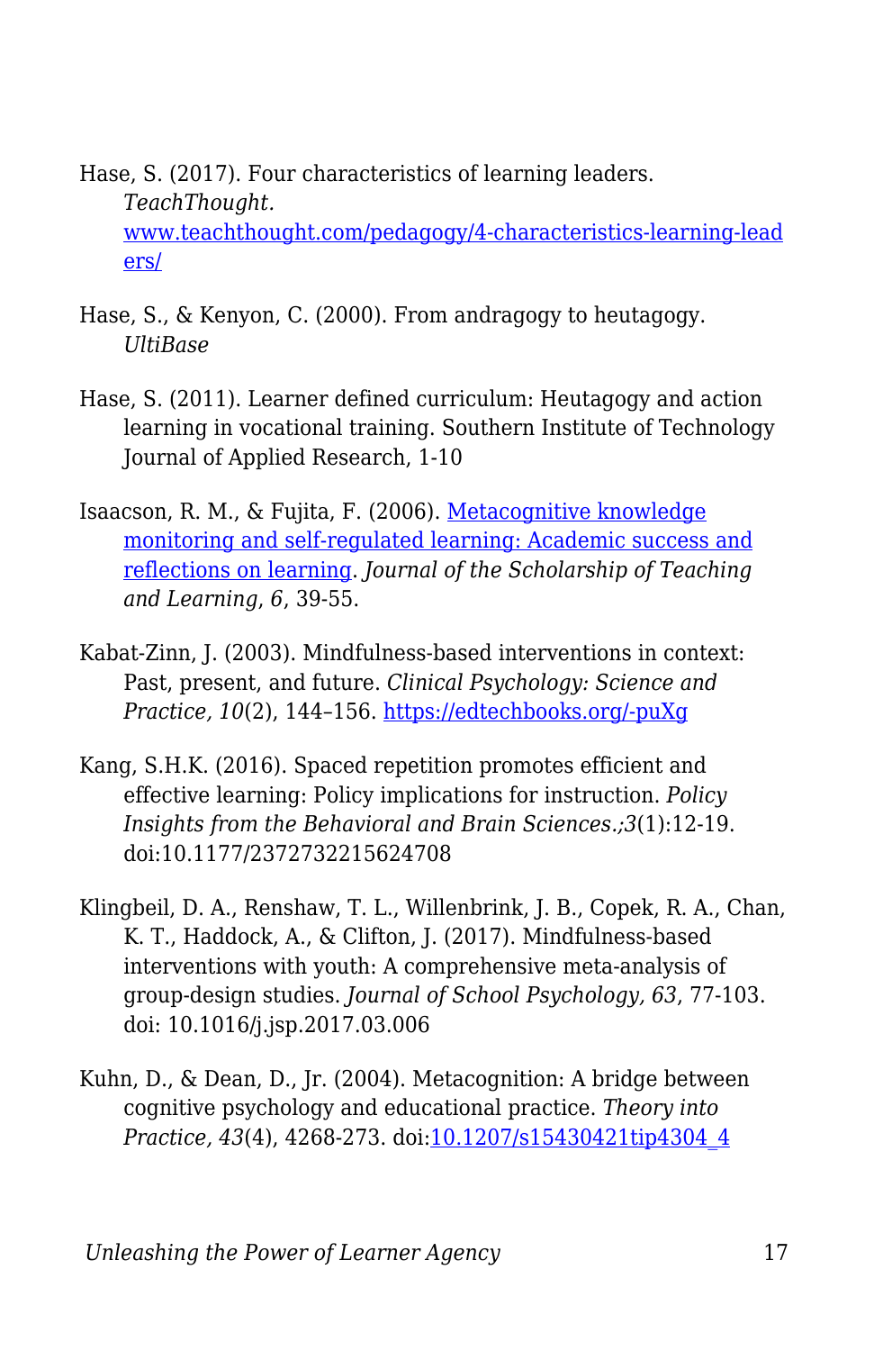Hase, S. (2017). Four characteristics of learning leaders. *TeachThought.* [www.teachthought.com/pedagogy/4-characteristics-learning-leaders/](www.teachthought.com/pedagogy/4-characteristics-learning-leaders/)

Hase, S., & Kenyon, C. (2000). From andragogy to heutagogy. *UltiBase*

Hase, S. (2011). Learner defined curriculum: Heutagogy and action learning in vocational training. Southern Institute of Technology Journal of Applied Research, 1-10

Isaacson, R. M., & Fujita, F. (2006). Metacognitive knowledge monitoring and self-regulated learning: Academic success and reflections on learning. *Journal of the Scholarship of Teaching and Learning*, *6*, 39-55.

Kabat-Zinn, J. (2003). Mindfulness-based interventions in context: Past, present, and future. *Clinical Psychology: Science and Practice, 10*(2), 144–156. [https://edtechbooks.org/-puXg](https://edtechbooks.org/-puXg)

Kang, S.H.K. (2016). Spaced repetition promotes efficient and effective learning: Policy implications for instruction. *Policy Insights from the Behavioral and Brain Sciences.;3*(1):12-19. doi:10.1177/2372732215624708

Klingbeil, D. A., Renshaw, T. L., Willenbrink, J. B., Copek, R. A., Chan, K. T., Haddock, A., & Clifton, J. (2017). Mindfulness-based interventions with youth: A comprehensive meta-analysis of group-design studies. *Journal of School Psychology, 63*, 77-103. doi: 10.1016/j.jsp.2017.03.006

Kuhn, D., & Dean, D., Jr. (2004). Metacognition: A bridge between cognitive psychology and educational practice. *Theory into Practice, 43*(4), 4268-273. doi:10.1207/s15430421tip4304_4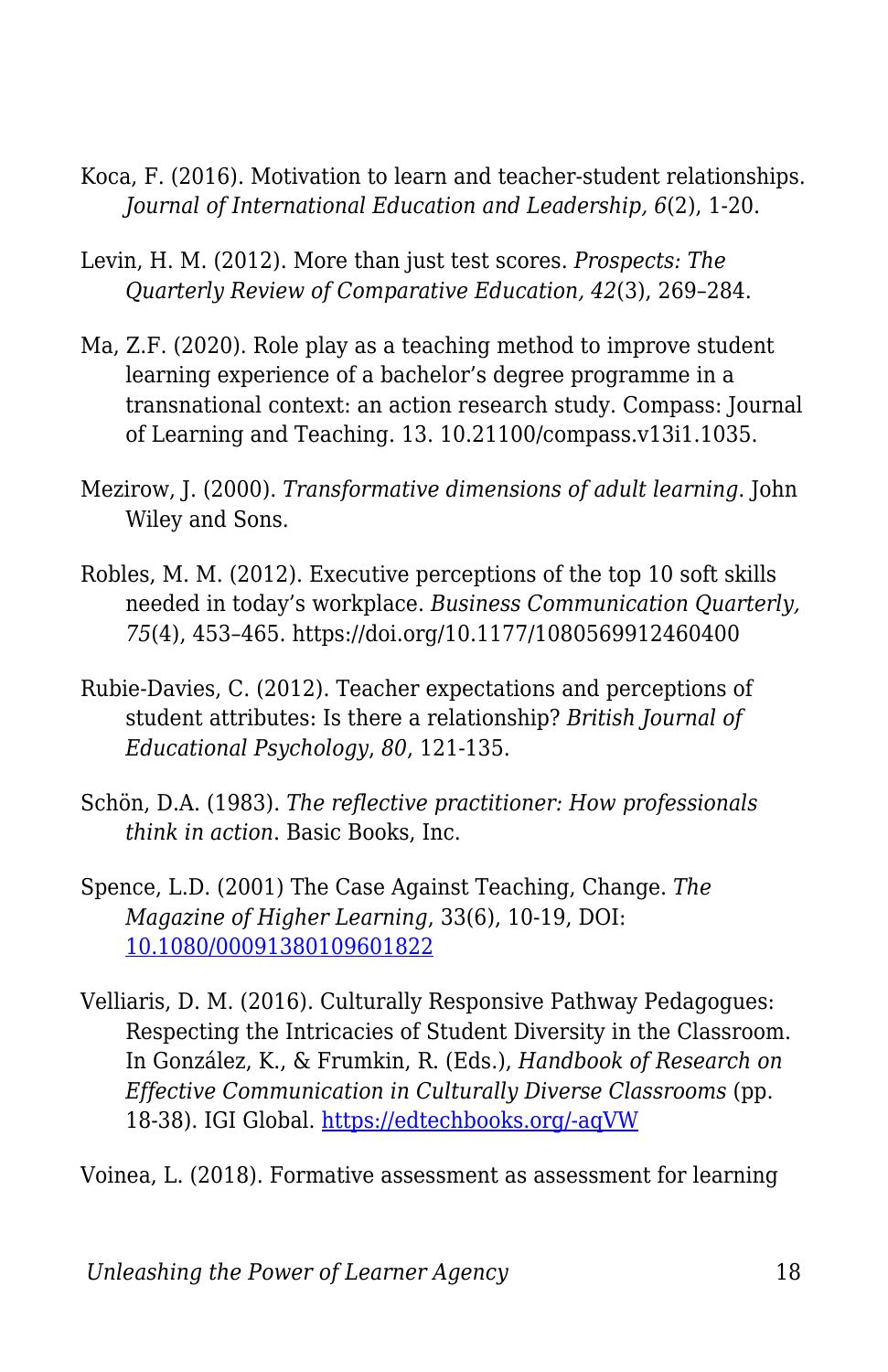Koca, F. (2016). Motivation to learn and teacher-student relationships. *Journal of International Education and Leadership, 6*(2), 1-20.

Levin, H. M. (2012). More than just test scores. *Prospects: The Quarterly Review of Comparative Education, 42*(3), 269–284.

Ma, Z.F. (2020). Role play as a teaching method to improve student learning experience of a bachelor's degree programme in a transnational context: an action research study. Compass: Journal of Learning and Teaching. 13. 10.21100/compass.v13i1.1035.

Mezirow, J. (2000). *Transformative dimensions of adult learning.* John Wiley and Sons.

Robles, M. M. (2012). Executive perceptions of the top 10 soft skills needed in today's workplace. *Business Communication Quarterly, 75*(4), 453–465. https://doi.org/10.1177/1080569912460400

Rubie-Davies, C. (2012). Teacher expectations and perceptions of student attributes: Is there a relationship? *British Journal of Educational Psychology*, *80*, 121-135.

Schön, D.A. (1983). *The reflective practitioner: How professionals think in action*. Basic Books, Inc.

Spence, L.D. (2001) The Case Against Teaching, Change. *The Magazine of Higher Learning*, 33(6), 10-19, DOI: [10.1080/00091380109601822](10.1080/00091380109601822)

Velliaris, D. M. (2016). Culturally Responsive Pathway Pedagogues: Respecting the Intricacies of Student Diversity in the Classroom. In González, K., & Frumkin, R. (Eds.), *Handbook of Research on Effective Communication in Culturally Diverse Classrooms* (pp. 18-38). IGI Global. [https://edtechbooks.org/-aqVW](https://edtechbooks.org/-aqVW)

Voinea, L. (2018). Formative assessment as assessment for learning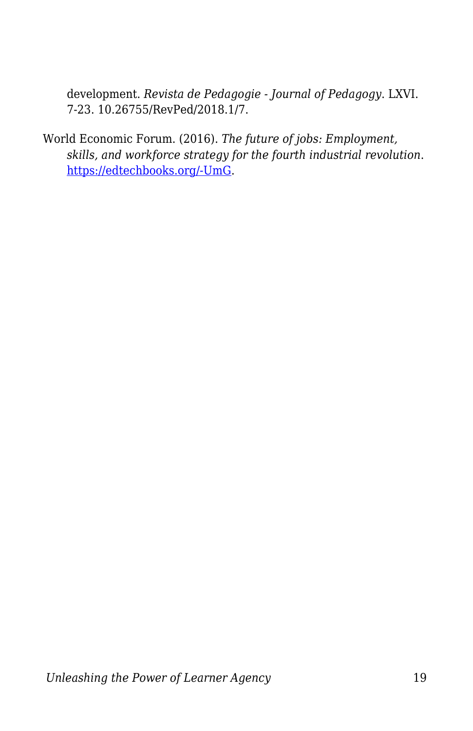development. *Revista de Pedagogie - Journal of Pedagogy*. LXVI. 7-23. 10.26755/RevPed/2018.1/7.

World Economic Forum. (2016). *The future of jobs: Employment, skills, and workforce strategy for the fourth industrial revolution*. [https://edtechbooks.org/-UmG](https://edtechbooks.org/-UmG).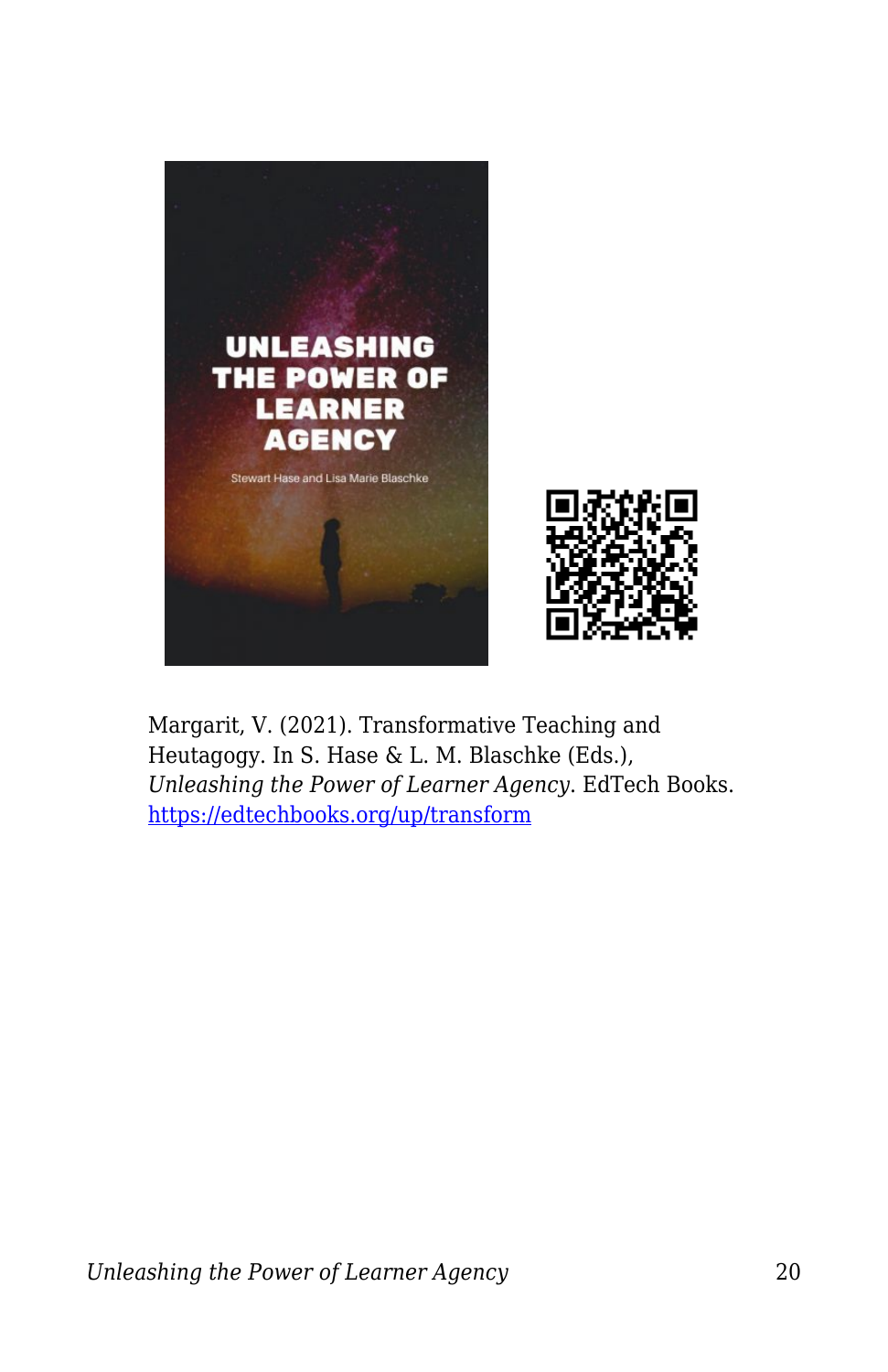Margarit, V. (2021). Transformative Teaching and Heutagogy. In S. Hase & L. M. Blaschke (Eds.), *Unleashing the Power of Learner Agency*. EdTech Books. https://edtechbooks.org/up/transform